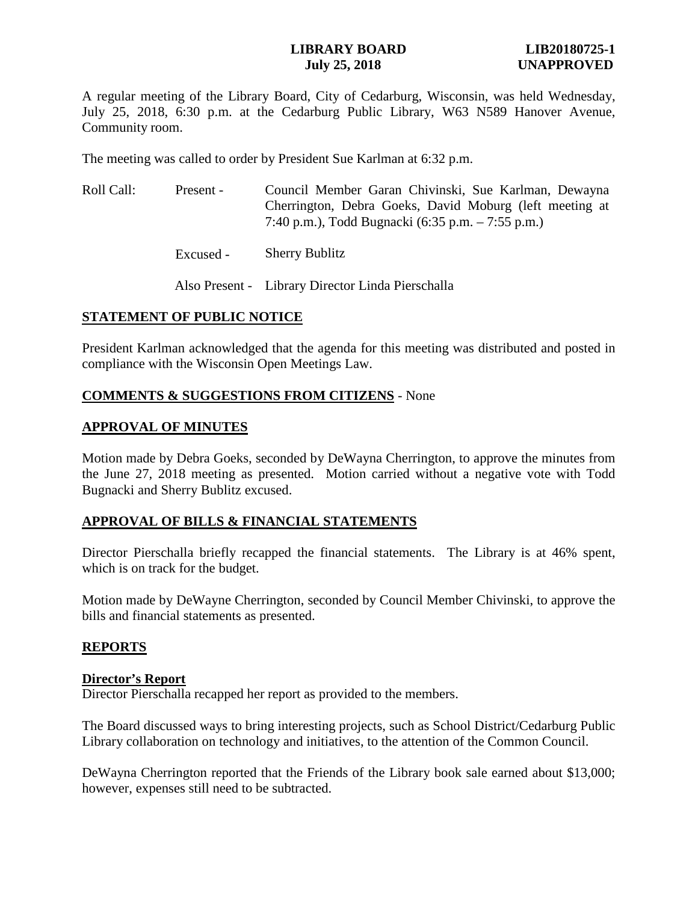**LIBRARY BOARD** **LIB20180725-1**
**July 25, 2018** **UNAPPROVED**

A regular meeting of the Library Board, City of Cedarburg, Wisconsin, was held Wednesday, July 25, 2018, 6:30 p.m. at the Cedarburg Public Library, W63 N589 Hanover Avenue, Community room.

The meeting was called to order by President Sue Karlman at 6:32 p.m.

| | | |
|---|---|---|
| Roll Call: | Present - | Council Member Garan Chivinski, Sue Karlman, Dewayna Cherrington, Debra Goeks, David Moburg (left meeting at 7:40 p.m.), Todd Bugnacki (6:35 p.m. – 7:55 p.m.) |
| | Excused - | Sherry Bublitz |
| | Also Present - | Library Director Linda Pierschalla |

## STATEMENT OF PUBLIC NOTICE

President Karlman acknowledged that the agenda for this meeting was distributed and posted in compliance with the Wisconsin Open Meetings Law.

## COMMENTS & SUGGESTIONS FROM CITIZENS - None

## APPROVAL OF MINUTES

Motion made by Debra Goeks, seconded by DeWayna Cherrington, to approve the minutes from the June 27, 2018 meeting as presented. Motion carried without a negative vote with Todd Bugnacki and Sherry Bublitz excused.

## APPROVAL OF BILLS & FINANCIAL STATEMENTS

Director Pierschalla briefly recapped the financial statements. The Library is at 46% spent, which is on track for the budget.

Motion made by DeWayne Cherrington, seconded by Council Member Chivinski, to approve the bills and financial statements as presented.

## REPORTS

### Director's Report

Director Pierschalla recapped her report as provided to the members.

The Board discussed ways to bring interesting projects, such as School District/Cedarburg Public Library collaboration on technology and initiatives, to the attention of the Common Council.

DeWayna Cherrington reported that the Friends of the Library book sale earned about $13,000; however, expenses still need to be subtracted.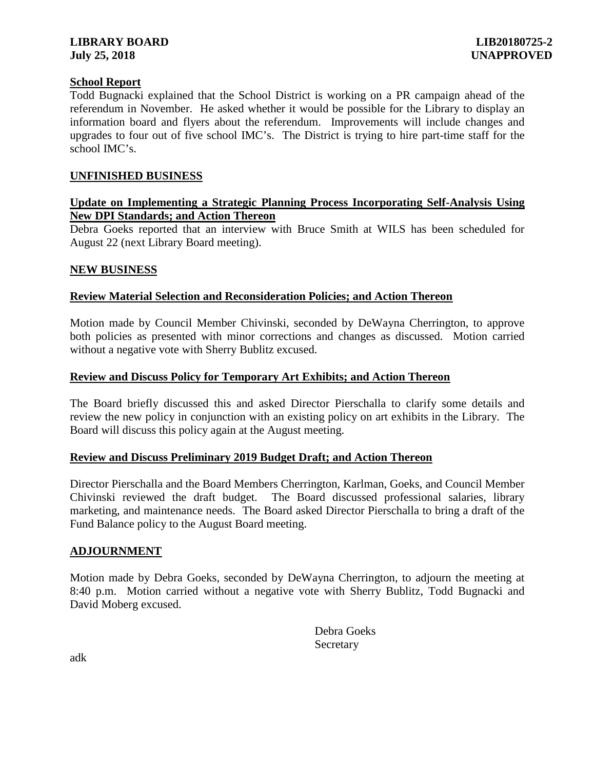## School Report

Todd Bugnacki explained that the School District is working on a PR campaign ahead of the referendum in November. He asked whether it would be possible for the Library to display an information board and flyers about the referendum. Improvements will include changes and upgrades to four out of five school IMC's. The District is trying to hire part-time staff for the school IMC's.

## UNFINISHED BUSINESS

### Update on Implementing a Strategic Planning Process Incorporating Self-Analysis Using New DPI Standards; and Action Thereon

Debra Goeks reported that an interview with Bruce Smith at WILS has been scheduled for August 22 (next Library Board meeting).

## NEW BUSINESS

### Review Material Selection and Reconsideration Policies; and Action Thereon

Motion made by Council Member Chivinski, seconded by DeWayna Cherrington, to approve both policies as presented with minor corrections and changes as discussed. Motion carried without a negative vote with Sherry Bublitz excused.

### Review and Discuss Policy for Temporary Art Exhibits; and Action Thereon

The Board briefly discussed this and asked Director Pierschalla to clarify some details and review the new policy in conjunction with an existing policy on art exhibits in the Library. The Board will discuss this policy again at the August meeting.

### Review and Discuss Preliminary 2019 Budget Draft; and Action Thereon

Director Pierschalla and the Board Members Cherrington, Karlman, Goeks, and Council Member Chivinski reviewed the draft budget. The Board discussed professional salaries, library marketing, and maintenance needs. The Board asked Director Pierschalla to bring a draft of the Fund Balance policy to the August Board meeting.

## ADJOURNMENT

Motion made by Debra Goeks, seconded by DeWayna Cherrington, to adjourn the meeting at 8:40 p.m. Motion carried without a negative vote with Sherry Bublitz, Todd Bugnacki and David Moberg excused.

Debra Goeks
Secretary

adk